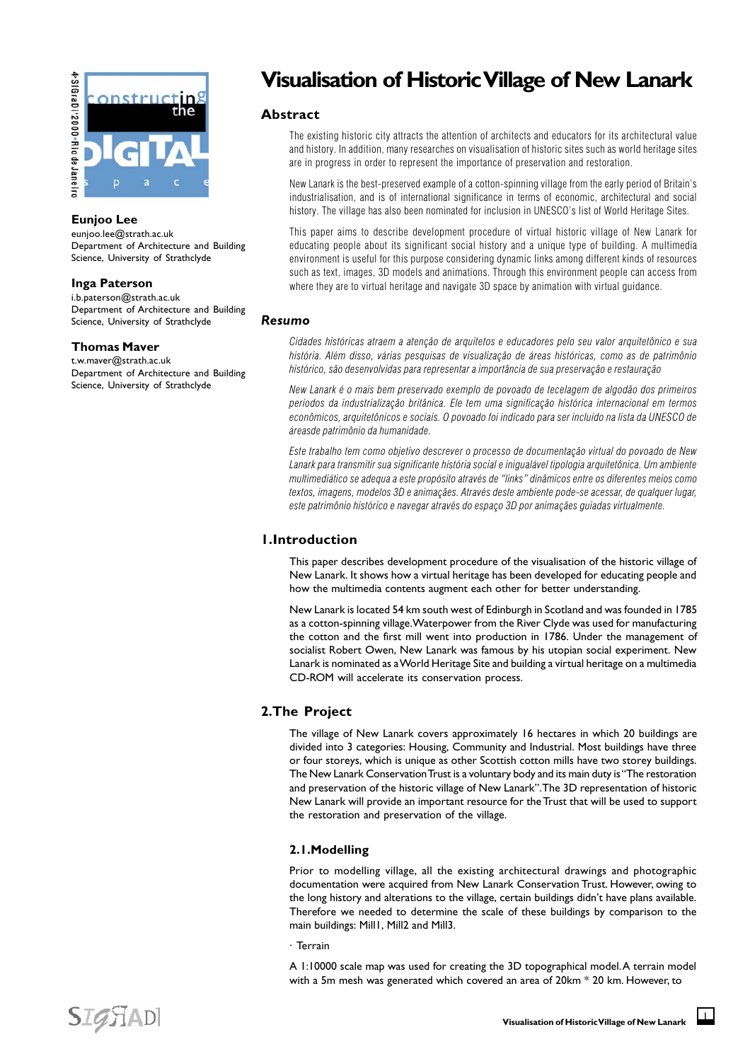# Visualisation of Historic Village of New Lanark

**Eunjoo Lee**
eunjoo.lee@strath.ac.uk
Department of Architecture and Building Science, University of Strathclyde

**Inga Paterson**
i.b.paterson@strath.ac.uk
Department of Architecture and Building Science, University of Strathclyde

**Thomas Maver**
t.w.maver@strath.ac.uk
Department of Architecture and Building Science, University of Strathclyde

## Abstract

The existing historic city attracts the attention of architects and educators for its architectural value and history. In addition, many researches on visualisation of historic sites such as world heritage sites are in progress in order to represent the importance of preservation and restoration.

New Lanark is the best-preserved example of a cotton-spinning village from the early period of Britain's industrialisation, and is of international significance in terms of economic, architectural and social history. The village has also been nominated for inclusion in UNESCO's list of World Heritage Sites.

This paper aims to describe development procedure of virtual historic village of New Lanark for educating people about its significant social history and a unique type of building. A multimedia environment is useful for this purpose considering dynamic links among different kinds of resources such as text, images, 3D models and animations. Through this environment people can access from where they are to virtual heritage and navigate 3D space by animation with virtual guidance.

## *Resumo*

*Cidades históricas atraem a atenção de arquitetos e educadores pelo seu valor arquitetônico e sua história. Além disso, várias pesquisas de visualização de áreas históricas, como as de patrimônio histórico, são desenvolvidas para representar a importância de sua preservação e restauração.*

*New Lanark é o mais bem preservado exemplo de povoado de tecelagem de algodão dos primeiros períodos da industrialização britânica. Ele tem uma significação histórica internacional em termos econômicos, arquitetônicos e sociais. O povoado foi indicado para ser incluído na lista da UNESCO de áreasde patrimônio da humanidade.*

*Este trabalho tem como objetivo descrever o processo de documentação virtual do povoado de New Lanark para transmitir sua significante história social e inigualável tipologia arquitetônica. Um ambiente multimediático se adequa a este propósito através de "links" dinâmicos entre os diferentes meios como textos, imagens, modelos 3D e animações. Através deste ambiente pode-se acessar, de qualquer lugar, este patrimônio histórico e navegar através do espaço 3D por animações guiadas virtualmente.*

## 1.Introduction

This paper describes development procedure of the visualisation of the historic village of New Lanark. It shows how a virtual heritage has been developed for educating people and how the multimedia contents augment each other for better understanding.

New Lanark is located 54 km south west of Edinburgh in Scotland and was founded in 1785 as a cotton-spinning village. Waterpower from the River Clyde was used for manufacturing the cotton and the first mill went into production in 1786. Under the management of socialist Robert Owen, New Lanark was famous by his utopian social experiment. New Lanark is nominated as a World Heritage Site and building a virtual heritage on a multimedia CD-ROM will accelerate its conservation process.

## 2.The Project

The village of New Lanark covers approximately 16 hectares in which 20 buildings are divided into 3 categories: Housing, Community and Industrial. Most buildings have three or four storeys, which is unique as other Scottish cotton mills have two storey buildings. The New Lanark Conservation Trust is a voluntary body and its main duty is "The restoration and preservation of the historic village of New Lanark". The 3D representation of historic New Lanark will provide an important resource for the Trust that will be used to support the restoration and preservation of the village.

### 2.1.Modelling

Prior to modelling village, all the existing architectural drawings and photographic documentation were acquired from New Lanark Conservation Trust. However, owing to the long history and alterations to the village, certain buildings didn't have plans available. Therefore we needed to determine the scale of these buildings by comparison to the main buildings: Mill1, Mill2 and Mill3.

· Terrain

A 1:10000 scale map was used for creating the 3D topographical model. A terrain model with a 5m mesh was generated which covered an area of 20km * 20 km. However, to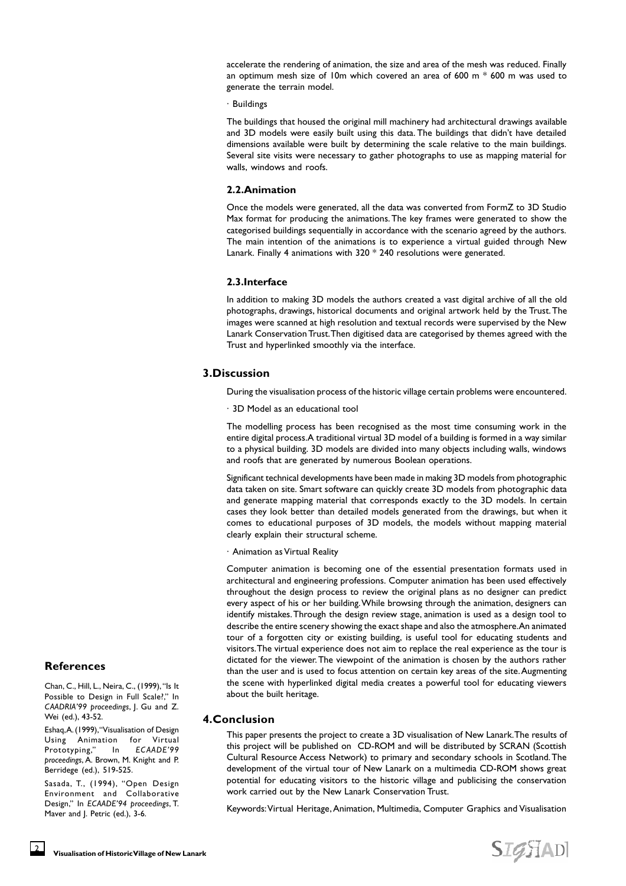accelerate the rendering of animation, the size and area of the mesh was reduced. Finally an optimum mesh size of 10m which covered an area of 600 m * 600 m was used to generate the terrain model.

· Buildings

The buildings that housed the original mill machinery had architectural drawings available and 3D models were easily built using this data. The buildings that didn't have detailed dimensions available were built by determining the scale relative to the main buildings. Several site visits were necessary to gather photographs to use as mapping material for walls, windows and roofs.

### 2.2.Animation

Once the models were generated, all the data was converted from FormZ to 3D Studio Max format for producing the animations. The key frames were generated to show the categorised buildings sequentially in accordance with the scenario agreed by the authors. The main intention of the animations is to experience a virtual guided through New Lanark. Finally 4 animations with 320 * 240 resolutions were generated.

### 2.3.Interface

In addition to making 3D models the authors created a vast digital archive of all the old photographs, drawings, historical documents and original artwork held by the Trust. The images were scanned at high resolution and textual records were supervised by the New Lanark Conservation Trust. Then digitised data are categorised by themes agreed with the Trust and hyperlinked smoothly via the interface.

## 3.Discussion

During the visualisation process of the historic village certain problems were encountered.

· 3D Model as an educational tool

The modelling process has been recognised as the most time consuming work in the entire digital process. A traditional virtual 3D model of a building is formed in a way similar to a physical building. 3D models are divided into many objects including walls, windows and roofs that are generated by numerous Boolean operations.

Significant technical developments have been made in making 3D models from photographic data taken on site. Smart software can quickly create 3D models from photographic data and generate mapping material that corresponds exactly to the 3D models. In certain cases they look better than detailed models generated from the drawings, but when it comes to educational purposes of 3D models, the models without mapping material clearly explain their structural scheme.

· Animation as Virtual Reality

Computer animation is becoming one of the essential presentation formats used in architectural and engineering professions. Computer animation has been used effectively throughout the design process to review the original plans as no designer can predict every aspect of his or her building. While browsing through the animation, designers can identify mistakes. Through the design review stage, animation is used as a design tool to describe the entire scenery showing the exact shape and also the atmosphere. An animated tour of a forgotten city or existing building, is useful tool for educating students and visitors. The virtual experience does not aim to replace the real experience as the tour is dictated for the viewer. The viewpoint of the animation is chosen by the authors rather than the user and is used to focus attention on certain key areas of the site. Augmenting the scene with hyperlinked digital media creates a powerful tool for educating viewers about the built heritage.

## 4.Conclusion

This paper presents the project to create a 3D visualisation of New Lanark. The results of this project will be published on CD-ROM and will be distributed by SCRAN (Scottish Cultural Resource Access Network) to primary and secondary schools in Scotland. The development of the virtual tour of New Lanark on a multimedia CD-ROM shows great potential for educating visitors to the historic village and publicising the conservation work carried out by the New Lanark Conservation Trust.

Keywords: Virtual Heritage, Animation, Multimedia, Computer Graphics and Visualisation

## References

Chan, C., Hill, L., Neira, C., (1999), "Is It Possible to Design in Full Scale?," In *CAADRIA'99 proceedings*, J. Gu and Z. Wei (ed.), 43-52.

Eshaq, A. (1999), "Visualisation of Design Using Animation for Virtual Prototyping," In *ECAADE'99 proceedings*, A. Brown, M. Knight and P. Berridege (ed.), 519-525.

Sasada, T., (1994), "Open Design Environment and Collaborative Design," In *ECAADE'94 proceedings*, T. Maver and J. Petric (ed.), 3-6.